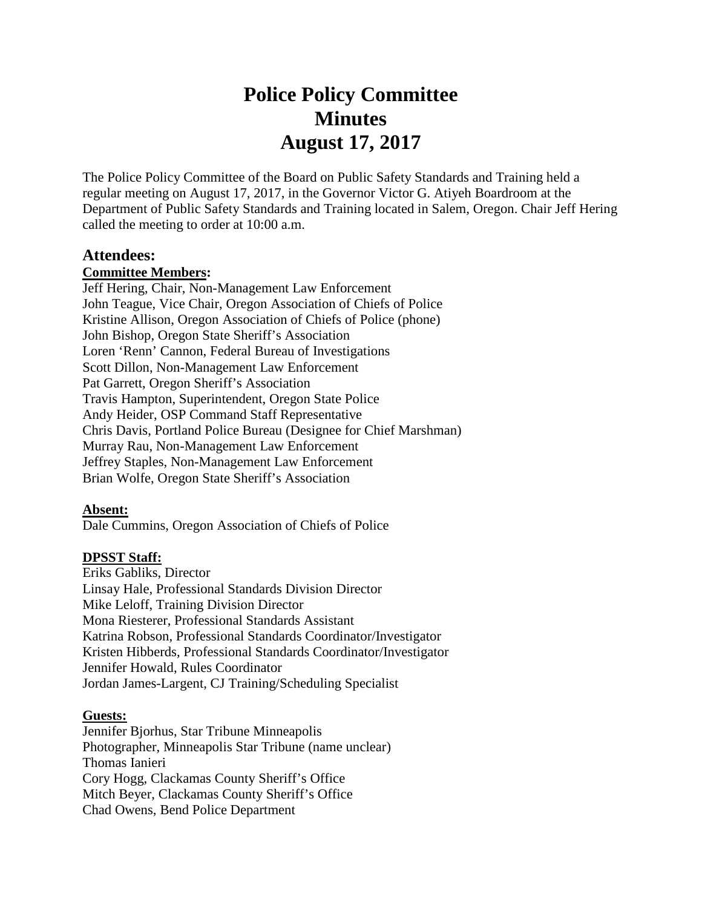# Police Policy Committee
# Minutes
# August 17, 2017

The Police Policy Committee of the Board on Public Safety Standards and Training held a regular meeting on August 17, 2017, in the Governor Victor G. Atiyeh Boardroom at the Department of Public Safety Standards and Training located in Salem, Oregon. Chair Jeff Hering called the meeting to order at 10:00 a.m.

## Attendees:

**Committee Members:**

Jeff Hering, Chair, Non-Management Law Enforcement
John Teague, Vice Chair, Oregon Association of Chiefs of Police
Kristine Allison, Oregon Association of Chiefs of Police (phone)
John Bishop, Oregon State Sheriff's Association
Loren 'Renn' Cannon, Federal Bureau of Investigations
Scott Dillon, Non-Management Law Enforcement
Pat Garrett, Oregon Sheriff's Association
Travis Hampton, Superintendent, Oregon State Police
Andy Heider, OSP Command Staff Representative
Chris Davis, Portland Police Bureau (Designee for Chief Marshman)
Murray Rau, Non-Management Law Enforcement
Jeffrey Staples, Non-Management Law Enforcement
Brian Wolfe, Oregon State Sheriff's Association

**Absent:**

Dale Cummins, Oregon Association of Chiefs of Police

**DPSST Staff:**

Eriks Gabliks, Director
Linsay Hale, Professional Standards Division Director
Mike Leloff, Training Division Director
Mona Riesterer, Professional Standards Assistant
Katrina Robson, Professional Standards Coordinator/Investigator
Kristen Hibberds, Professional Standards Coordinator/Investigator
Jennifer Howald, Rules Coordinator
Jordan James-Largent, CJ Training/Scheduling Specialist

**Guests:**

Jennifer Bjorhus, Star Tribune Minneapolis
Photographer, Minneapolis Star Tribune (name unclear)
Thomas Ianieri
Cory Hogg, Clackamas County Sheriff's Office
Mitch Beyer, Clackamas County Sheriff's Office
Chad Owens, Bend Police Department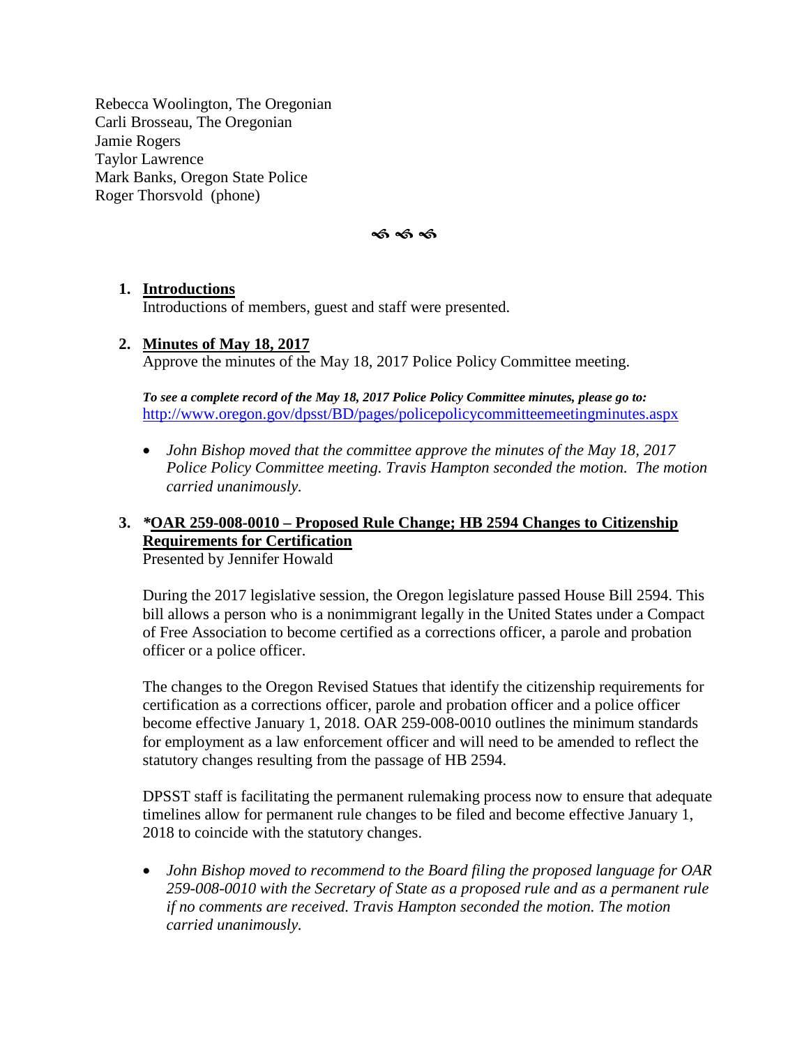Rebecca Woolington, The Oregonian
Carli Brosseau, The Oregonian
Jamie Rogers
Taylor Lawrence
Mark Banks, Oregon State Police
Roger Thorsvold (phone)

ಣ ಣ ಣ

1. **Introductions**
   Introductions of members, guest and staff were presented.

2. **Minutes of May 18, 2017**
   Approve the minutes of the May 18, 2017 Police Policy Committee meeting.

   ***To see a complete record of the May 18, 2017 Police Policy Committee minutes, please go to:***
   http://www.oregon.gov/dpsst/BD/pages/policepolicycommitteemeetingminutes.aspx

   - *John Bishop moved that the committee approve the minutes of the May 18, 2017 Police Policy Committee meeting. Travis Hampton seconded the motion. The motion carried unanimously.*

3. ***\*OAR 259-008-0010 – Proposed Rule Change; HB 2594 Changes to Citizenship Requirements for Certification***
   Presented by Jennifer Howald

   During the 2017 legislative session, the Oregon legislature passed House Bill 2594. This bill allows a person who is a nonimmigrant legally in the United States under a Compact of Free Association to become certified as a corrections officer, a parole and probation officer or a police officer.

   The changes to the Oregon Revised Statues that identify the citizenship requirements for certification as a corrections officer, parole and probation officer and a police officer become effective January 1, 2018. OAR 259-008-0010 outlines the minimum standards for employment as a law enforcement officer and will need to be amended to reflect the statutory changes resulting from the passage of HB 2594.

   DPSST staff is facilitating the permanent rulemaking process now to ensure that adequate timelines allow for permanent rule changes to be filed and become effective January 1, 2018 to coincide with the statutory changes.

   - *John Bishop moved to recommend to the Board filing the proposed language for OAR 259-008-0010 with the Secretary of State as a proposed rule and as a permanent rule if no comments are received. Travis Hampton seconded the motion. The motion carried unanimously.*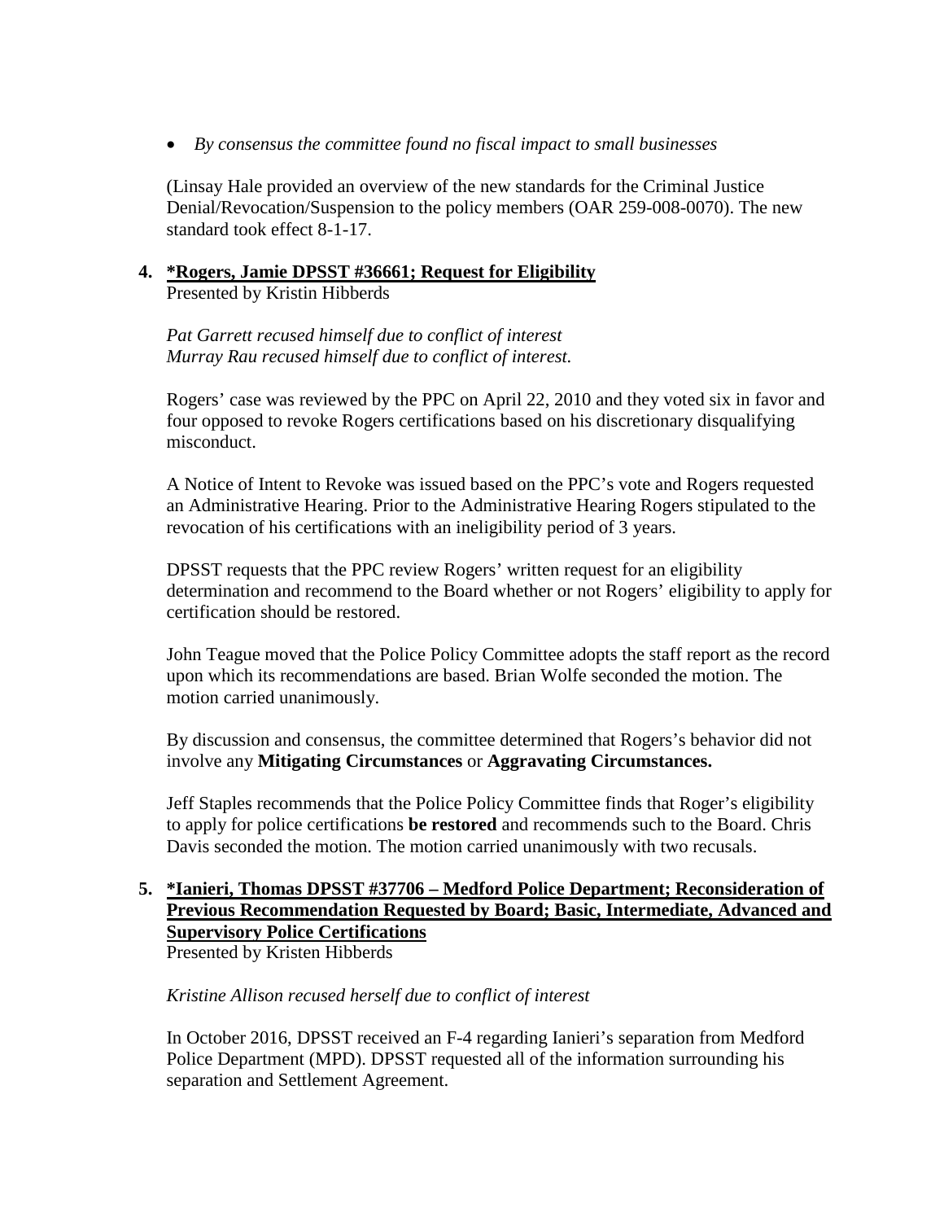- *By consensus the committee found no fiscal impact to small businesses*

(Linsay Hale provided an overview of the new standards for the Criminal Justice Denial/Revocation/Suspension to the policy members (OAR 259-008-0070). The new standard took effect 8-1-17.

**4. *Rogers, Jamie DPSST #36661; Request for Eligibility**
Presented by Kristin Hibberds

*Pat Garrett recused himself due to conflict of interest*
*Murray Rau recused himself due to conflict of interest.*

Rogers' case was reviewed by the PPC on April 22, 2010 and they voted six in favor and four opposed to revoke Rogers certifications based on his discretionary disqualifying misconduct.

A Notice of Intent to Revoke was issued based on the PPC's vote and Rogers requested an Administrative Hearing. Prior to the Administrative Hearing Rogers stipulated to the revocation of his certifications with an ineligibility period of 3 years.

DPSST requests that the PPC review Rogers' written request for an eligibility determination and recommend to the Board whether or not Rogers' eligibility to apply for certification should be restored.

John Teague moved that the Police Policy Committee adopts the staff report as the record upon which its recommendations are based. Brian Wolfe seconded the motion. The motion carried unanimously.

By discussion and consensus, the committee determined that Rogers's behavior did not involve any **Mitigating Circumstances** or **Aggravating Circumstances.**

Jeff Staples recommends that the Police Policy Committee finds that Roger's eligibility to apply for police certifications **be restored** and recommends such to the Board. Chris Davis seconded the motion. The motion carried unanimously with two recusals.

**5. *Ianieri, Thomas DPSST #37706 – Medford Police Department; Reconsideration of Previous Recommendation Requested by Board; Basic, Intermediate, Advanced and Supervisory Police Certifications**
Presented by Kristen Hibberds

*Kristine Allison recused herself due to conflict of interest*

In October 2016, DPSST received an F-4 regarding Ianieri's separation from Medford Police Department (MPD). DPSST requested all of the information surrounding his separation and Settlement Agreement.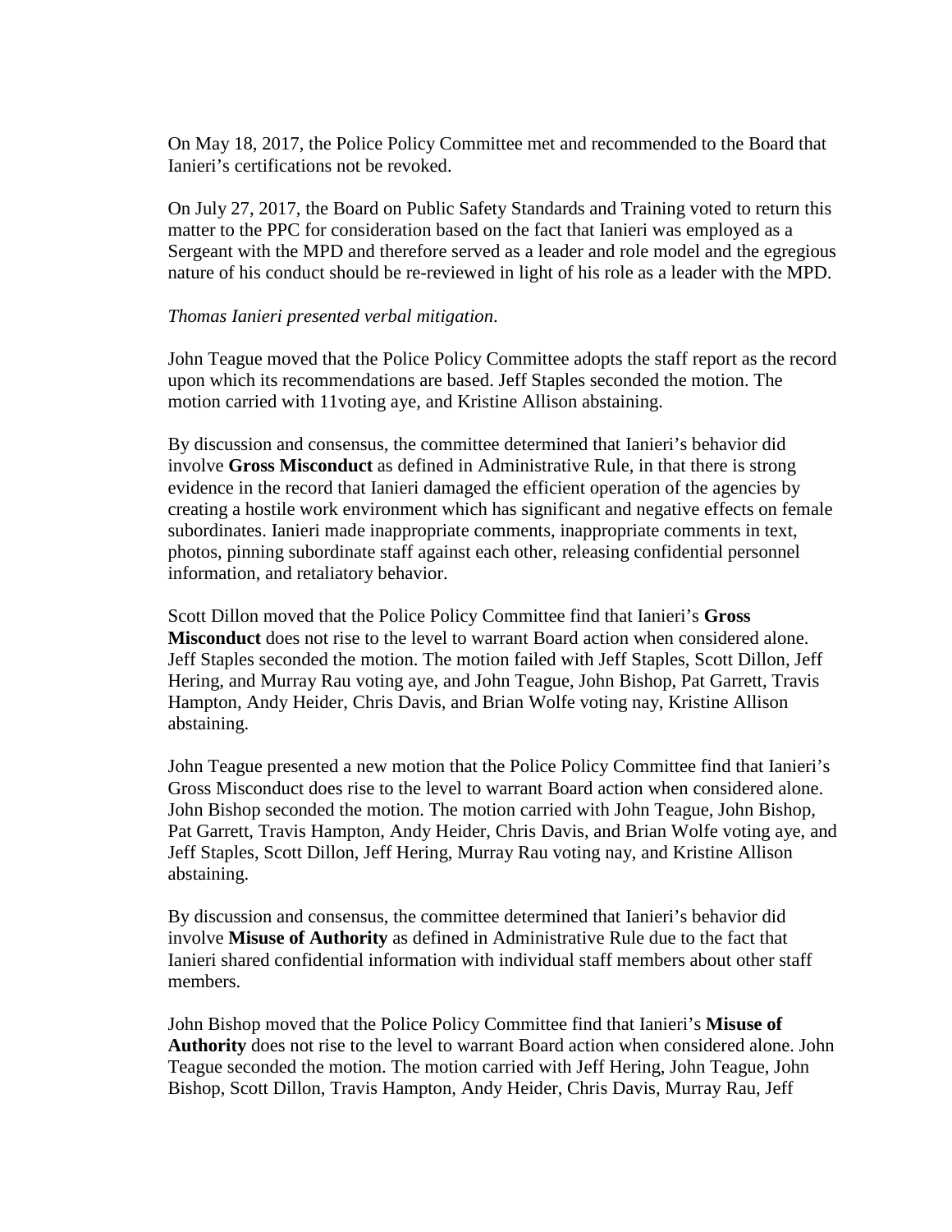On May 18, 2017, the Police Policy Committee met and recommended to the Board that Ianieri's certifications not be revoked.

On July 27, 2017, the Board on Public Safety Standards and Training voted to return this matter to the PPC for consideration based on the fact that Ianieri was employed as a Sergeant with the MPD and therefore served as a leader and role model and the egregious nature of his conduct should be re-reviewed in light of his role as a leader with the MPD.

*Thomas Ianieri presented verbal mitigation.*

John Teague moved that the Police Policy Committee adopts the staff report as the record upon which its recommendations are based. Jeff Staples seconded the motion. The motion carried with 11voting aye, and Kristine Allison abstaining.

By discussion and consensus, the committee determined that Ianieri's behavior did involve **Gross Misconduct** as defined in Administrative Rule, in that there is strong evidence in the record that Ianieri damaged the efficient operation of the agencies by creating a hostile work environment which has significant and negative effects on female subordinates. Ianieri made inappropriate comments, inappropriate comments in text, photos, pinning subordinate staff against each other, releasing confidential personnel information, and retaliatory behavior.

Scott Dillon moved that the Police Policy Committee find that Ianieri's **Gross Misconduct** does not rise to the level to warrant Board action when considered alone. Jeff Staples seconded the motion. The motion failed with Jeff Staples, Scott Dillon, Jeff Hering, and Murray Rau voting aye, and John Teague, John Bishop, Pat Garrett, Travis Hampton, Andy Heider, Chris Davis, and Brian Wolfe voting nay, Kristine Allison abstaining.

John Teague presented a new motion that the Police Policy Committee find that Ianieri's Gross Misconduct does rise to the level to warrant Board action when considered alone. John Bishop seconded the motion. The motion carried with John Teague, John Bishop, Pat Garrett, Travis Hampton, Andy Heider, Chris Davis, and Brian Wolfe voting aye, and Jeff Staples, Scott Dillon, Jeff Hering, Murray Rau voting nay, and Kristine Allison abstaining.

By discussion and consensus, the committee determined that Ianieri's behavior did involve **Misuse of Authority** as defined in Administrative Rule due to the fact that Ianieri shared confidential information with individual staff members about other staff members.

John Bishop moved that the Police Policy Committee find that Ianieri's **Misuse of Authority** does not rise to the level to warrant Board action when considered alone. John Teague seconded the motion. The motion carried with Jeff Hering, John Teague, John Bishop, Scott Dillon, Travis Hampton, Andy Heider, Chris Davis, Murray Rau, Jeff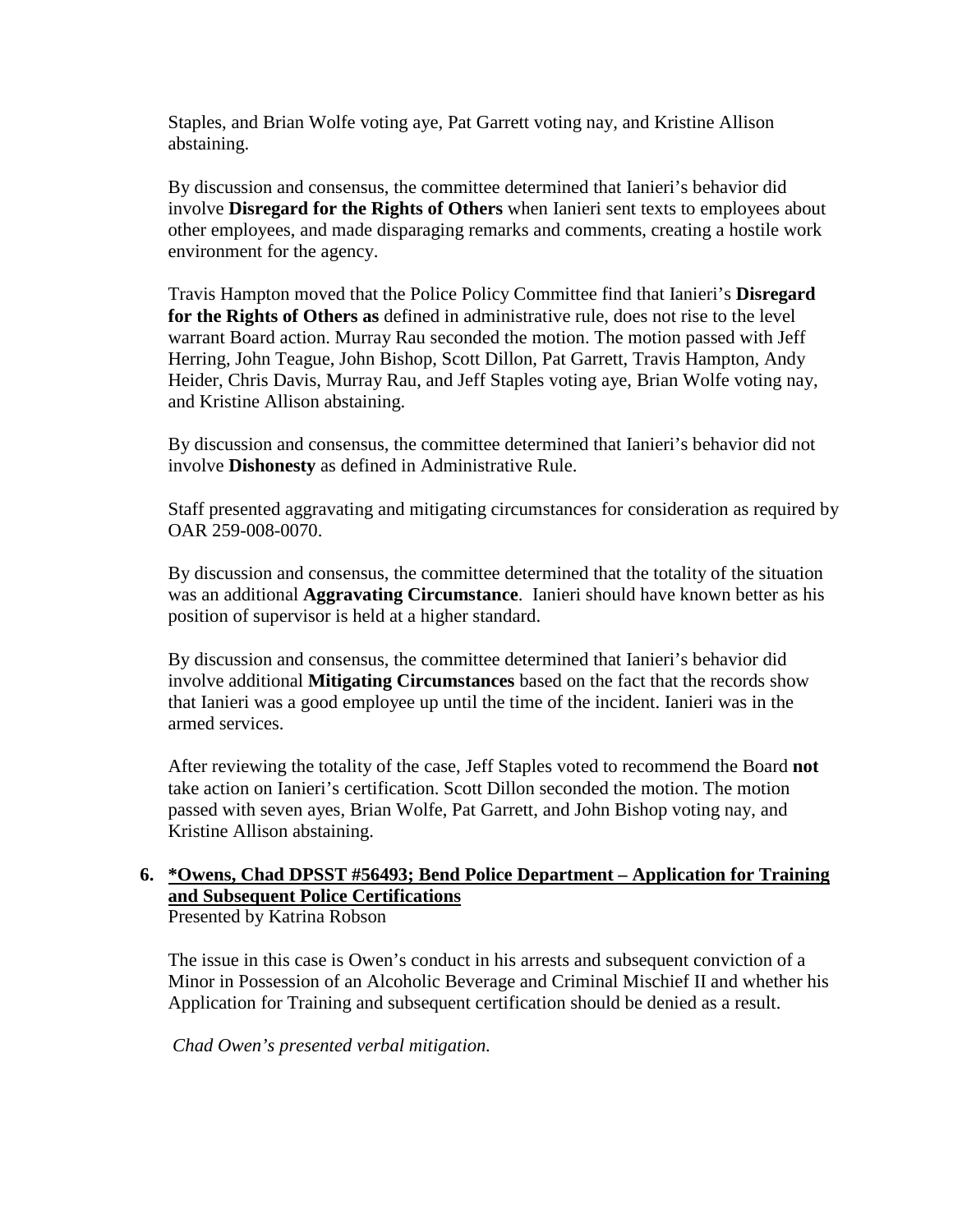Staples, and Brian Wolfe voting aye, Pat Garrett voting nay, and Kristine Allison abstaining.

By discussion and consensus, the committee determined that Ianieri's behavior did involve **Disregard for the Rights of Others** when Ianieri sent texts to employees about other employees, and made disparaging remarks and comments, creating a hostile work environment for the agency.

Travis Hampton moved that the Police Policy Committee find that Ianieri's **Disregard for the Rights of Others as** defined in administrative rule, does not rise to the level warrant Board action. Murray Rau seconded the motion. The motion passed with Jeff Herring, John Teague, John Bishop, Scott Dillon, Pat Garrett, Travis Hampton, Andy Heider, Chris Davis, Murray Rau, and Jeff Staples voting aye, Brian Wolfe voting nay, and Kristine Allison abstaining.

By discussion and consensus, the committee determined that Ianieri's behavior did not involve **Dishonesty** as defined in Administrative Rule.

Staff presented aggravating and mitigating circumstances for consideration as required by OAR 259-008-0070.

By discussion and consensus, the committee determined that the totality of the situation was an additional **Aggravating Circumstance**. Ianieri should have known better as his position of supervisor is held at a higher standard.

By discussion and consensus, the committee determined that Ianieri's behavior did involve additional **Mitigating Circumstances** based on the fact that the records show that Ianieri was a good employee up until the time of the incident. Ianieri was in the armed services.

After reviewing the totality of the case, Jeff Staples voted to recommend the Board **not** take action on Ianieri's certification. Scott Dillon seconded the motion. The motion passed with seven ayes, Brian Wolfe, Pat Garrett, and John Bishop voting nay, and Kristine Allison abstaining.

6. **<u>*Owens, Chad DPSST #56493; Bend Police Department – Application for Training and Subsequent Police Certifications</u>**
   Presented by Katrina Robson

   The issue in this case is Owen's conduct in his arrests and subsequent conviction of a Minor in Possession of an Alcoholic Beverage and Criminal Mischief II and whether his Application for Training and subsequent certification should be denied as a result.

   *Chad Owen's presented verbal mitigation.*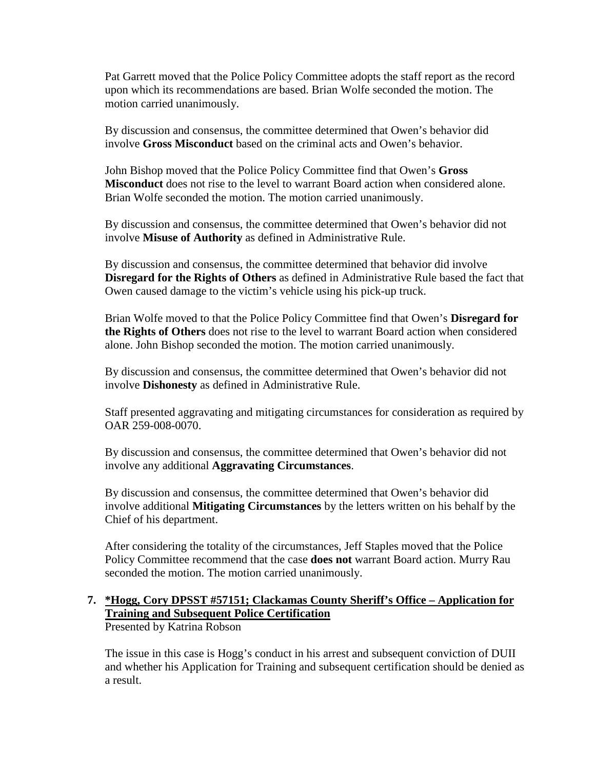Pat Garrett moved that the Police Policy Committee adopts the staff report as the record upon which its recommendations are based. Brian Wolfe seconded the motion. The motion carried unanimously.

By discussion and consensus, the committee determined that Owen's behavior did involve **Gross Misconduct** based on the criminal acts and Owen's behavior.

John Bishop moved that the Police Policy Committee find that Owen's **Gross Misconduct** does not rise to the level to warrant Board action when considered alone. Brian Wolfe seconded the motion. The motion carried unanimously.

By discussion and consensus, the committee determined that Owen's behavior did not involve **Misuse of Authority** as defined in Administrative Rule.

By discussion and consensus, the committee determined that behavior did involve **Disregard for the Rights of Others** as defined in Administrative Rule based the fact that Owen caused damage to the victim's vehicle using his pick-up truck.

Brian Wolfe moved to that the Police Policy Committee find that Owen's **Disregard for the Rights of Others** does not rise to the level to warrant Board action when considered alone. John Bishop seconded the motion. The motion carried unanimously.

By discussion and consensus, the committee determined that Owen's behavior did not involve **Dishonesty** as defined in Administrative Rule.

Staff presented aggravating and mitigating circumstances for consideration as required by OAR 259-008-0070.

By discussion and consensus, the committee determined that Owen's behavior did not involve any additional **Aggravating Circumstances**.

By discussion and consensus, the committee determined that Owen's behavior did involve additional **Mitigating Circumstances** by the letters written on his behalf by the Chief of his department.

After considering the totality of the circumstances, Jeff Staples moved that the Police Policy Committee recommend that the case **does not** warrant Board action. Murry Rau seconded the motion. The motion carried unanimously.

**7. *Hogg, Cory DPSST #57151; Clackamas County Sheriff's Office – Application for Training and Subsequent Police Certification**

Presented by Katrina Robson

The issue in this case is Hogg's conduct in his arrest and subsequent conviction of DUII and whether his Application for Training and subsequent certification should be denied as a result.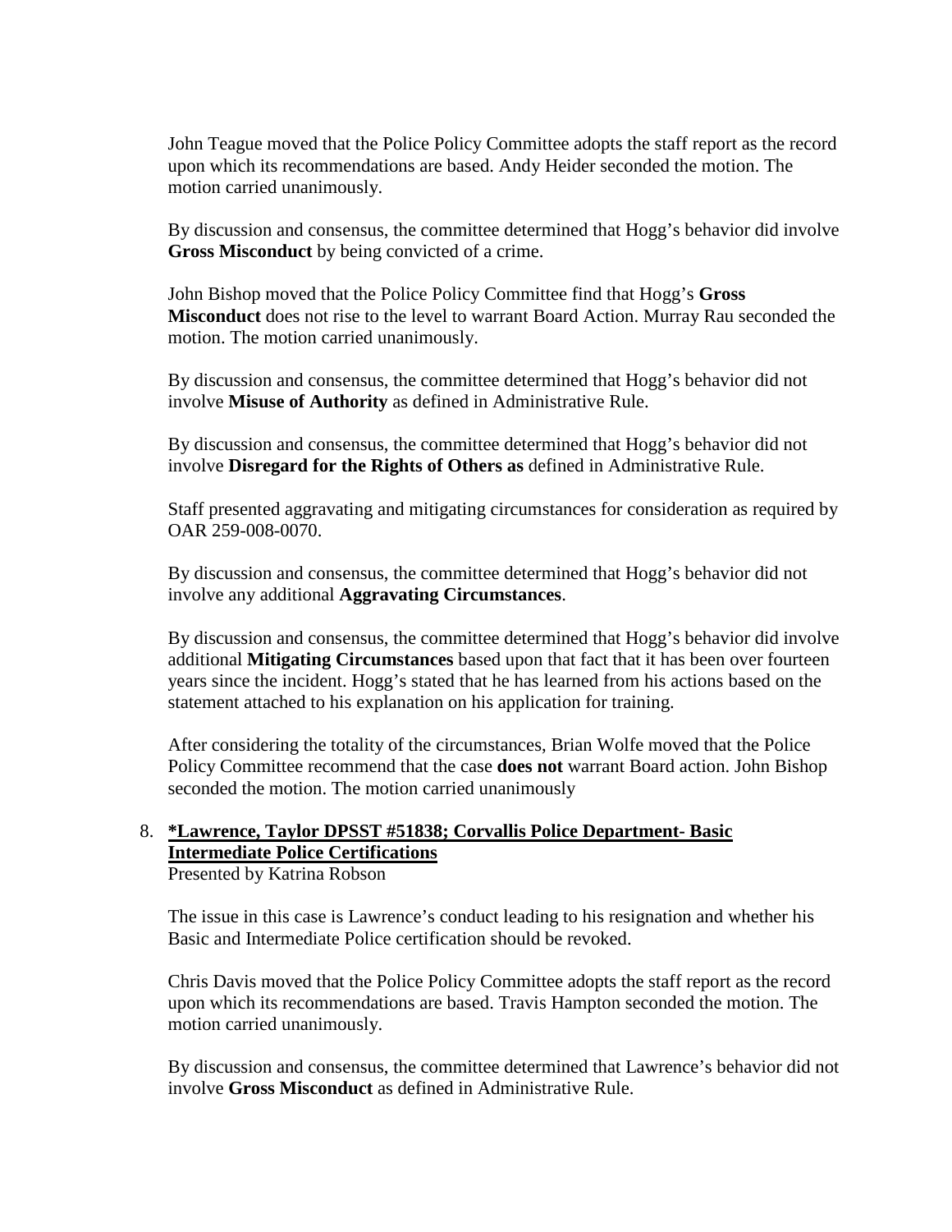John Teague moved that the Police Policy Committee adopts the staff report as the record upon which its recommendations are based. Andy Heider seconded the motion. The motion carried unanimously.

By discussion and consensus, the committee determined that Hogg's behavior did involve **Gross Misconduct** by being convicted of a crime.

John Bishop moved that the Police Policy Committee find that Hogg's **Gross Misconduct** does not rise to the level to warrant Board Action. Murray Rau seconded the motion. The motion carried unanimously.

By discussion and consensus, the committee determined that Hogg's behavior did not involve **Misuse of Authority** as defined in Administrative Rule.

By discussion and consensus, the committee determined that Hogg's behavior did not involve **Disregard for the Rights of Others as** defined in Administrative Rule.

Staff presented aggravating and mitigating circumstances for consideration as required by OAR 259-008-0070.

By discussion and consensus, the committee determined that Hogg's behavior did not involve any additional **Aggravating Circumstances**.

By discussion and consensus, the committee determined that Hogg's behavior did involve additional **Mitigating Circumstances** based upon that fact that it has been over fourteen years since the incident. Hogg's stated that he has learned from his actions based on the statement attached to his explanation on his application for training.

After considering the totality of the circumstances, Brian Wolfe moved that the Police Policy Committee recommend that the case **does not** warrant Board action. John Bishop seconded the motion. The motion carried unanimously

8. **<u>*Lawrence, Taylor DPSST #51838; Corvallis Police Department- Basic Intermediate Police Certifications</u>**
   Presented by Katrina Robson

   The issue in this case is Lawrence's conduct leading to his resignation and whether his Basic and Intermediate Police certification should be revoked.

   Chris Davis moved that the Police Policy Committee adopts the staff report as the record upon which its recommendations are based. Travis Hampton seconded the motion. The motion carried unanimously.

   By discussion and consensus, the committee determined that Lawrence's behavior did not involve **Gross Misconduct** as defined in Administrative Rule.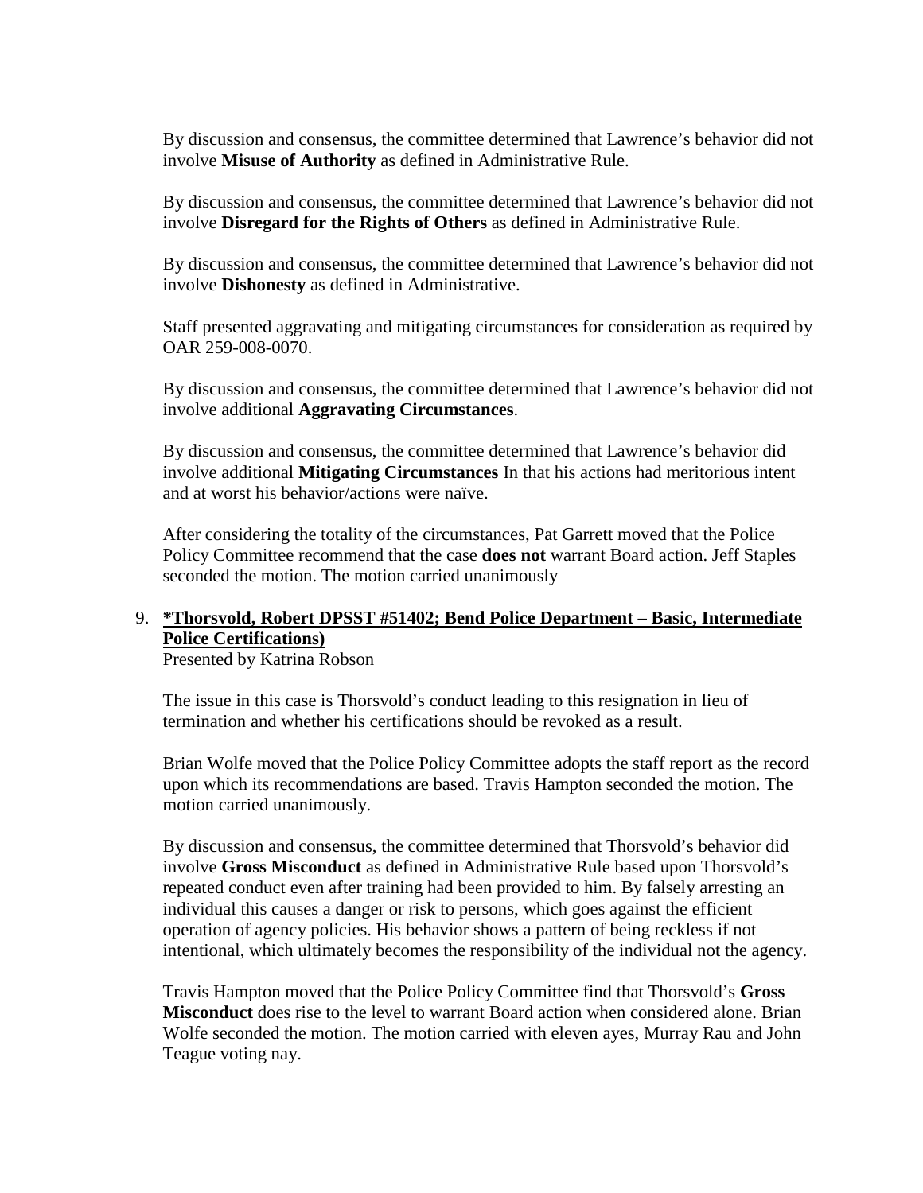By discussion and consensus, the committee determined that Lawrence's behavior did not involve **Misuse of Authority** as defined in Administrative Rule.

By discussion and consensus, the committee determined that Lawrence's behavior did not involve **Disregard for the Rights of Others** as defined in Administrative Rule.

By discussion and consensus, the committee determined that Lawrence's behavior did not involve **Dishonesty** as defined in Administrative.

Staff presented aggravating and mitigating circumstances for consideration as required by OAR 259-008-0070.

By discussion and consensus, the committee determined that Lawrence's behavior did not involve additional **Aggravating Circumstances**.

By discussion and consensus, the committee determined that Lawrence's behavior did involve additional **Mitigating Circumstances** In that his actions had meritorious intent and at worst his behavior/actions were naïve.

After considering the totality of the circumstances, Pat Garrett moved that the Police Policy Committee recommend that the case **does not** warrant Board action. Jeff Staples seconded the motion. The motion carried unanimously

9. **\*Thorsvold, Robert DPSST #51402; Bend Police Department – Basic, Intermediate Police Certifications)**
   Presented by Katrina Robson

   The issue in this case is Thorsvold's conduct leading to this resignation in lieu of termination and whether his certifications should be revoked as a result.

   Brian Wolfe moved that the Police Policy Committee adopts the staff report as the record upon which its recommendations are based. Travis Hampton seconded the motion. The motion carried unanimously.

   By discussion and consensus, the committee determined that Thorsvold's behavior did involve **Gross Misconduct** as defined in Administrative Rule based upon Thorsvold's repeated conduct even after training had been provided to him. By falsely arresting an individual this causes a danger or risk to persons, which goes against the efficient operation of agency policies. His behavior shows a pattern of being reckless if not intentional, which ultimately becomes the responsibility of the individual not the agency.

   Travis Hampton moved that the Police Policy Committee find that Thorsvold's **Gross Misconduct** does rise to the level to warrant Board action when considered alone. Brian Wolfe seconded the motion. The motion carried with eleven ayes, Murray Rau and John Teague voting nay.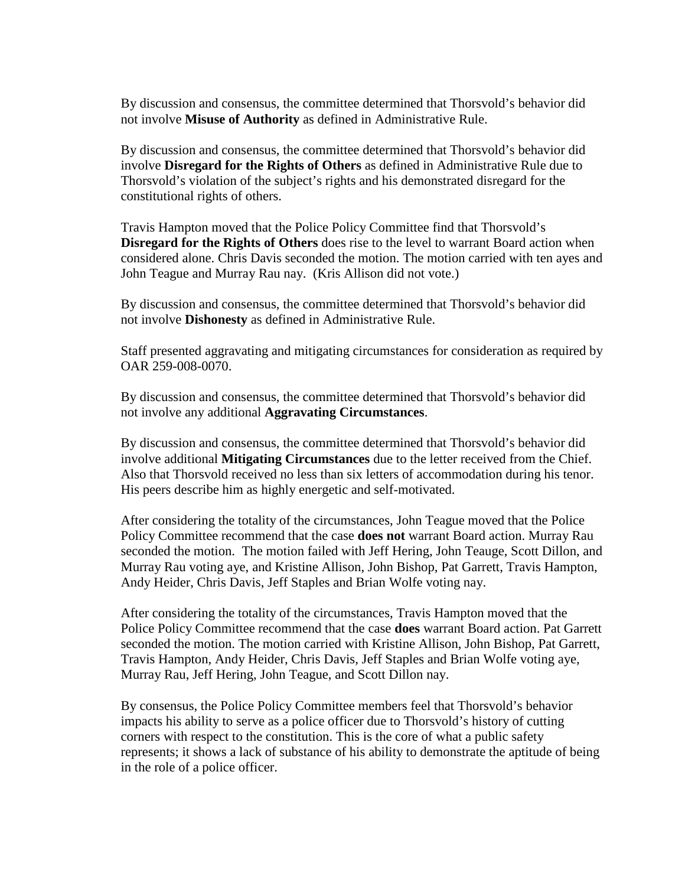By discussion and consensus, the committee determined that Thorsvold's behavior did not involve **Misuse of Authority** as defined in Administrative Rule.

By discussion and consensus, the committee determined that Thorsvold's behavior did involve **Disregard for the Rights of Others** as defined in Administrative Rule due to Thorsvold's violation of the subject's rights and his demonstrated disregard for the constitutional rights of others.

Travis Hampton moved that the Police Policy Committee find that Thorsvold's **Disregard for the Rights of Others** does rise to the level to warrant Board action when considered alone. Chris Davis seconded the motion. The motion carried with ten ayes and John Teague and Murray Rau nay. (Kris Allison did not vote.)

By discussion and consensus, the committee determined that Thorsvold's behavior did not involve **Dishonesty** as defined in Administrative Rule.

Staff presented aggravating and mitigating circumstances for consideration as required by OAR 259-008-0070.

By discussion and consensus, the committee determined that Thorsvold's behavior did not involve any additional **Aggravating Circumstances**.

By discussion and consensus, the committee determined that Thorsvold's behavior did involve additional **Mitigating Circumstances** due to the letter received from the Chief. Also that Thorsvold received no less than six letters of accommodation during his tenor. His peers describe him as highly energetic and self-motivated.

After considering the totality of the circumstances, John Teague moved that the Police Policy Committee recommend that the case **does not** warrant Board action. Murray Rau seconded the motion. The motion failed with Jeff Hering, John Teauge, Scott Dillon, and Murray Rau voting aye, and Kristine Allison, John Bishop, Pat Garrett, Travis Hampton, Andy Heider, Chris Davis, Jeff Staples and Brian Wolfe voting nay.

After considering the totality of the circumstances, Travis Hampton moved that the Police Policy Committee recommend that the case **does** warrant Board action. Pat Garrett seconded the motion. The motion carried with Kristine Allison, John Bishop, Pat Garrett, Travis Hampton, Andy Heider, Chris Davis, Jeff Staples and Brian Wolfe voting aye, Murray Rau, Jeff Hering, John Teague, and Scott Dillon nay.

By consensus, the Police Policy Committee members feel that Thorsvold's behavior impacts his ability to serve as a police officer due to Thorsvold's history of cutting corners with respect to the constitution. This is the core of what a public safety represents; it shows a lack of substance of his ability to demonstrate the aptitude of being in the role of a police officer.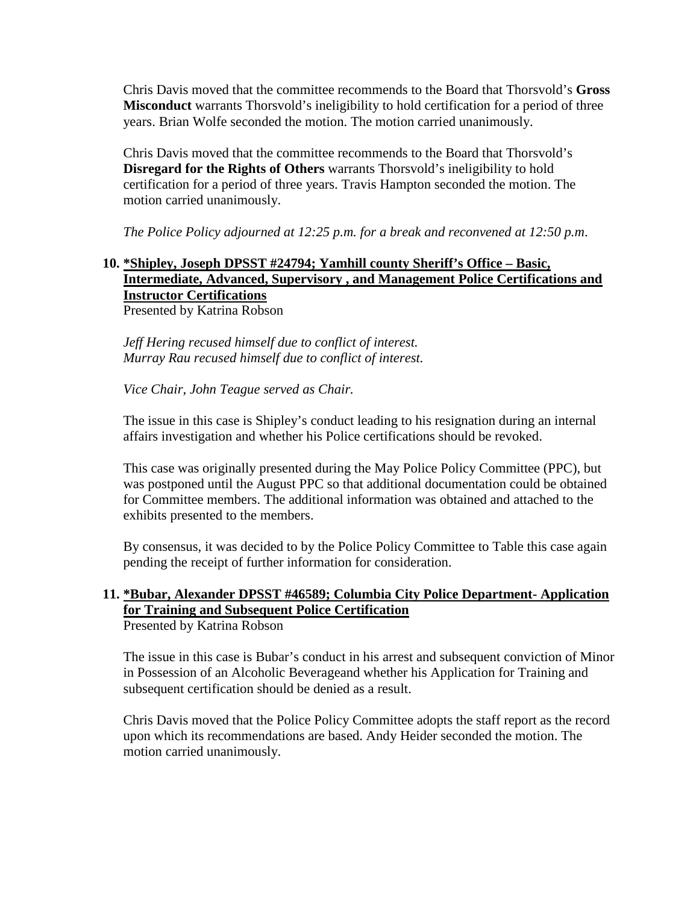Chris Davis moved that the committee recommends to the Board that Thorsvold's **Gross Misconduct** warrants Thorsvold's ineligibility to hold certification for a period of three years. Brian Wolfe seconded the motion. The motion carried unanimously.

Chris Davis moved that the committee recommends to the Board that Thorsvold's **Disregard for the Rights of Others** warrants Thorsvold's ineligibility to hold certification for a period of three years. Travis Hampton seconded the motion. The motion carried unanimously.

*The Police Policy adjourned at 12:25 p.m. for a break and reconvened at 12:50 p.m.*

**10. *Shipley, Joseph DPSST #24794; Yamhill county Sheriff's Office – Basic, Intermediate, Advanced, Supervisory , and Management Police Certifications and Instructor Certifications**

Presented by Katrina Robson

*Jeff Hering recused himself due to conflict of interest.*
*Murray Rau recused himself due to conflict of interest.*

*Vice Chair, John Teague served as Chair.*

The issue in this case is Shipley's conduct leading to his resignation during an internal affairs investigation and whether his Police certifications should be revoked.

This case was originally presented during the May Police Policy Committee (PPC), but was postponed until the August PPC so that additional documentation could be obtained for Committee members. The additional information was obtained and attached to the exhibits presented to the members.

By consensus, it was decided to by the Police Policy Committee to Table this case again pending the receipt of further information for consideration.

**11. *Bubar, Alexander DPSST #46589; Columbia City Police Department- Application for Training and Subsequent Police Certification**

Presented by Katrina Robson

The issue in this case is Bubar's conduct in his arrest and subsequent conviction of Minor in Possession of an Alcoholic Beverageand whether his Application for Training and subsequent certification should be denied as a result.

Chris Davis moved that the Police Policy Committee adopts the staff report as the record upon which its recommendations are based. Andy Heider seconded the motion. The motion carried unanimously.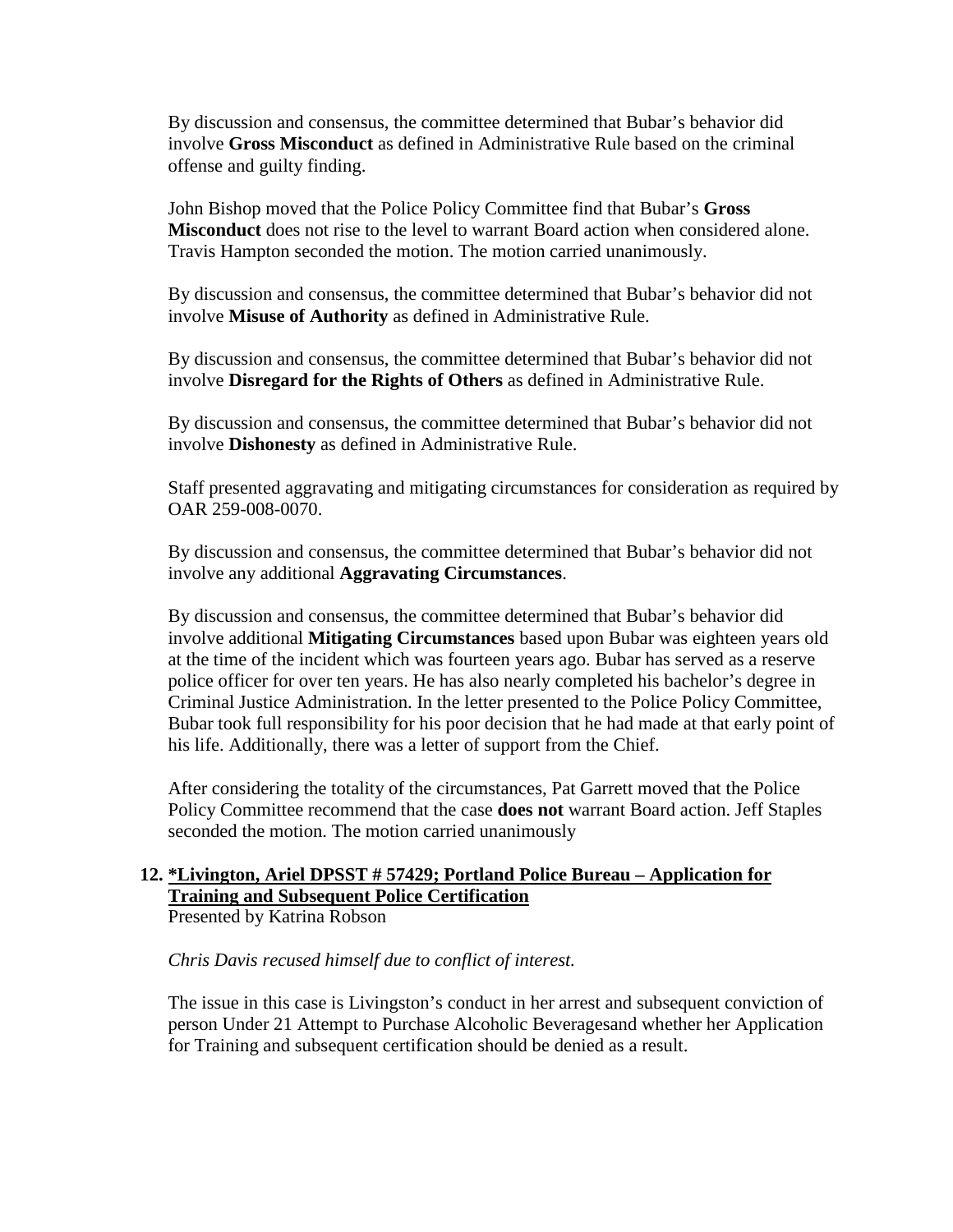By discussion and consensus, the committee determined that Bubar's behavior did involve **Gross Misconduct** as defined in Administrative Rule based on the criminal offense and guilty finding.

John Bishop moved that the Police Policy Committee find that Bubar's **Gross Misconduct** does not rise to the level to warrant Board action when considered alone. Travis Hampton seconded the motion. The motion carried unanimously.

By discussion and consensus, the committee determined that Bubar's behavior did not involve **Misuse of Authority** as defined in Administrative Rule.

By discussion and consensus, the committee determined that Bubar's behavior did not involve **Disregard for the Rights of Others** as defined in Administrative Rule.

By discussion and consensus, the committee determined that Bubar's behavior did not involve **Dishonesty** as defined in Administrative Rule.

Staff presented aggravating and mitigating circumstances for consideration as required by OAR 259-008-0070.

By discussion and consensus, the committee determined that Bubar's behavior did not involve any additional **Aggravating Circumstances**.

By discussion and consensus, the committee determined that Bubar's behavior did involve additional **Mitigating Circumstances** based upon Bubar was eighteen years old at the time of the incident which was fourteen years ago. Bubar has served as a reserve police officer for over ten years. He has also nearly completed his bachelor's degree in Criminal Justice Administration. In the letter presented to the Police Policy Committee, Bubar took full responsibility for his poor decision that he had made at that early point of his life. Additionally, there was a letter of support from the Chief.

After considering the totality of the circumstances, Pat Garrett moved that the Police Policy Committee recommend that the case **does not** warrant Board action. Jeff Staples seconded the motion. The motion carried unanimously

**12. <u>*Livington, Ariel DPSST # 57429; Portland Police Bureau – Application for Training and Subsequent Police Certification</u>**
Presented by Katrina Robson

*Chris Davis recused himself due to conflict of interest.*

The issue in this case is Livingston's conduct in her arrest and subsequent conviction of person Under 21 Attempt to Purchase Alcoholic Beveragesand whether her Application for Training and subsequent certification should be denied as a result.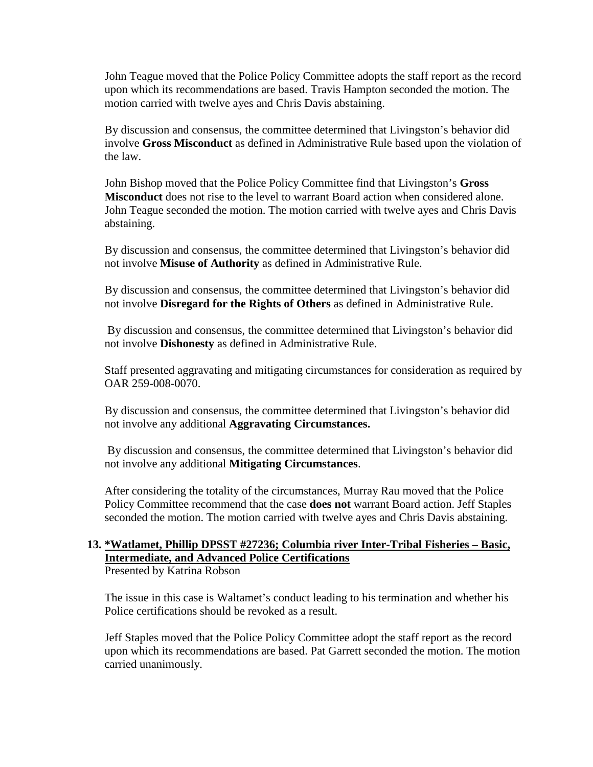John Teague moved that the Police Policy Committee adopts the staff report as the record upon which its recommendations are based. Travis Hampton seconded the motion. The motion carried with twelve ayes and Chris Davis abstaining.

By discussion and consensus, the committee determined that Livingston's behavior did involve **Gross Misconduct** as defined in Administrative Rule based upon the violation of the law.

John Bishop moved that the Police Policy Committee find that Livingston's **Gross Misconduct** does not rise to the level to warrant Board action when considered alone. John Teague seconded the motion. The motion carried with twelve ayes and Chris Davis abstaining.

By discussion and consensus, the committee determined that Livingston's behavior did not involve **Misuse of Authority** as defined in Administrative Rule.

By discussion and consensus, the committee determined that Livingston's behavior did not involve **Disregard for the Rights of Others** as defined in Administrative Rule.

By discussion and consensus, the committee determined that Livingston's behavior did not involve **Dishonesty** as defined in Administrative Rule.

Staff presented aggravating and mitigating circumstances for consideration as required by OAR 259-008-0070.

By discussion and consensus, the committee determined that Livingston's behavior did not involve any additional **Aggravating Circumstances.**

By discussion and consensus, the committee determined that Livingston's behavior did not involve any additional **Mitigating Circumstances**.

After considering the totality of the circumstances, Murray Rau moved that the Police Policy Committee recommend that the case **does not** warrant Board action. Jeff Staples seconded the motion. The motion carried with twelve ayes and Chris Davis abstaining.

**13. <u>*Watlamet, Phillip DPSST #27236; Columbia river Inter-Tribal Fisheries – Basic, Intermediate, and Advanced Police Certifications</u>**
Presented by Katrina Robson

The issue in this case is Waltamet's conduct leading to his termination and whether his Police certifications should be revoked as a result.

Jeff Staples moved that the Police Policy Committee adopt the staff report as the record upon which its recommendations are based. Pat Garrett seconded the motion. The motion carried unanimously.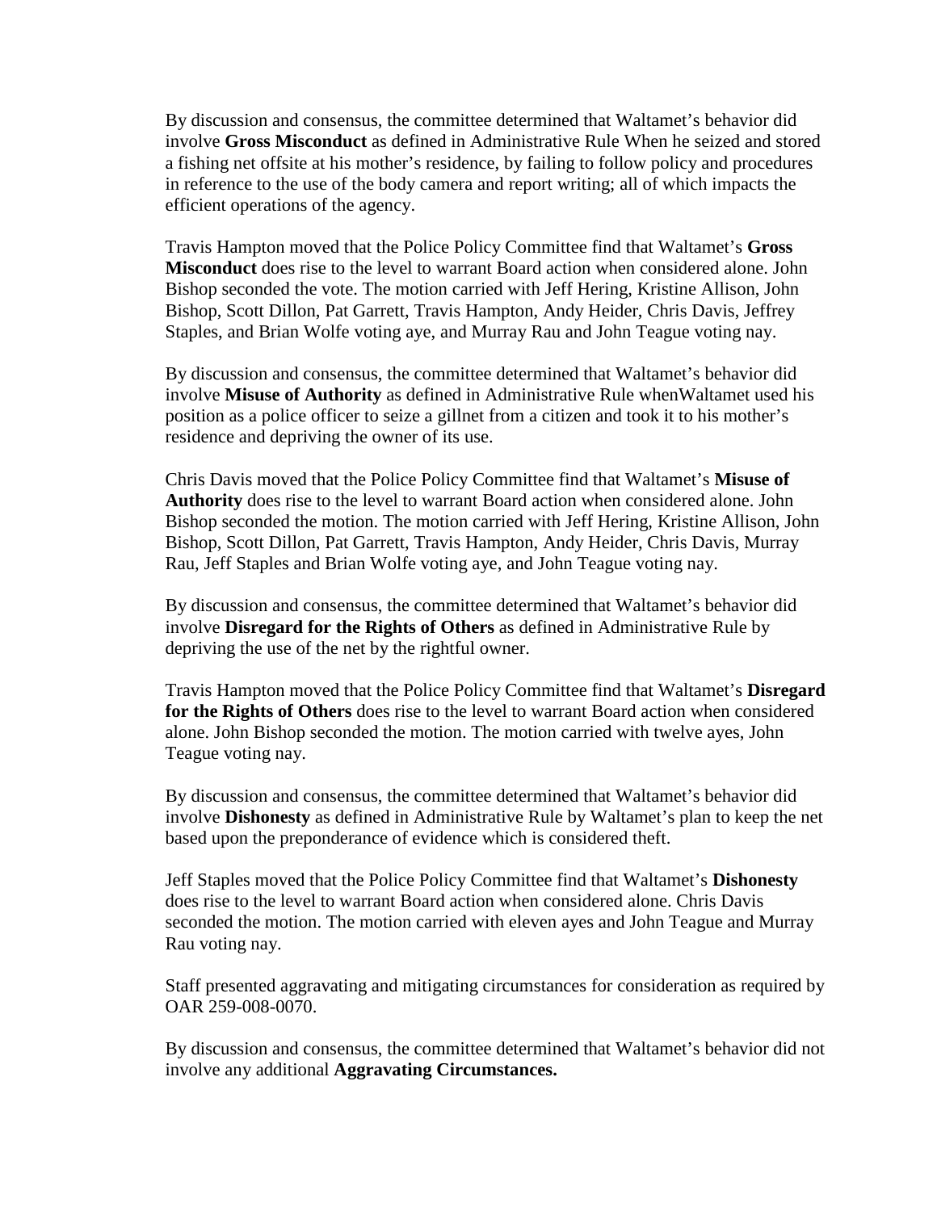By discussion and consensus, the committee determined that Waltamet's behavior did involve **Gross Misconduct** as defined in Administrative Rule When he seized and stored a fishing net offsite at his mother's residence, by failing to follow policy and procedures in reference to the use of the body camera and report writing; all of which impacts the efficient operations of the agency.

Travis Hampton moved that the Police Policy Committee find that Waltamet's **Gross Misconduct** does rise to the level to warrant Board action when considered alone. John Bishop seconded the vote. The motion carried with Jeff Hering, Kristine Allison, John Bishop, Scott Dillon, Pat Garrett, Travis Hampton, Andy Heider, Chris Davis, Jeffrey Staples, and Brian Wolfe voting aye, and Murray Rau and John Teague voting nay.

By discussion and consensus, the committee determined that Waltamet's behavior did involve **Misuse of Authority** as defined in Administrative Rule whenWaltamet used his position as a police officer to seize a gillnet from a citizen and took it to his mother's residence and depriving the owner of its use.

Chris Davis moved that the Police Policy Committee find that Waltamet's **Misuse of Authority** does rise to the level to warrant Board action when considered alone. John Bishop seconded the motion. The motion carried with Jeff Hering, Kristine Allison, John Bishop, Scott Dillon, Pat Garrett, Travis Hampton, Andy Heider, Chris Davis, Murray Rau, Jeff Staples and Brian Wolfe voting aye, and John Teague voting nay.

By discussion and consensus, the committee determined that Waltamet's behavior did involve **Disregard for the Rights of Others** as defined in Administrative Rule by depriving the use of the net by the rightful owner.

Travis Hampton moved that the Police Policy Committee find that Waltamet's **Disregard for the Rights of Others** does rise to the level to warrant Board action when considered alone. John Bishop seconded the motion. The motion carried with twelve ayes, John Teague voting nay.

By discussion and consensus, the committee determined that Waltamet's behavior did involve **Dishonesty** as defined in Administrative Rule by Waltamet's plan to keep the net based upon the preponderance of evidence which is considered theft.

Jeff Staples moved that the Police Policy Committee find that Waltamet's **Dishonesty** does rise to the level to warrant Board action when considered alone. Chris Davis seconded the motion. The motion carried with eleven ayes and John Teague and Murray Rau voting nay.

Staff presented aggravating and mitigating circumstances for consideration as required by OAR 259-008-0070.

By discussion and consensus, the committee determined that Waltamet's behavior did not involve any additional **Aggravating Circumstances.**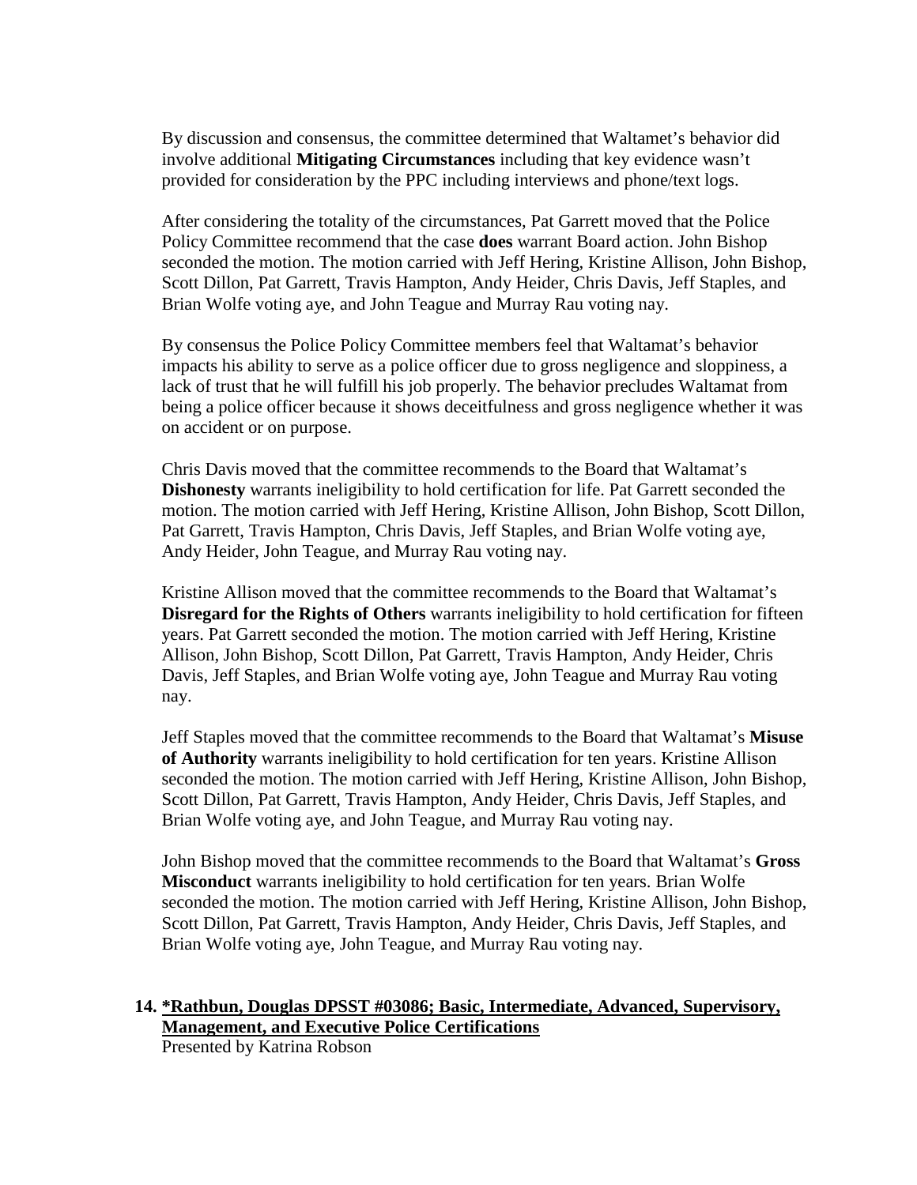By discussion and consensus, the committee determined that Waltamet's behavior did involve additional **Mitigating Circumstances** including that key evidence wasn't provided for consideration by the PPC including interviews and phone/text logs.

After considering the totality of the circumstances, Pat Garrett moved that the Police Policy Committee recommend that the case **does** warrant Board action. John Bishop seconded the motion. The motion carried with Jeff Hering, Kristine Allison, John Bishop, Scott Dillon, Pat Garrett, Travis Hampton, Andy Heider, Chris Davis, Jeff Staples, and Brian Wolfe voting aye, and John Teague and Murray Rau voting nay.

By consensus the Police Policy Committee members feel that Waltamat's behavior impacts his ability to serve as a police officer due to gross negligence and sloppiness, a lack of trust that he will fulfill his job properly. The behavior precludes Waltamat from being a police officer because it shows deceitfulness and gross negligence whether it was on accident or on purpose.

Chris Davis moved that the committee recommends to the Board that Waltamat's **Dishonesty** warrants ineligibility to hold certification for life. Pat Garrett seconded the motion. The motion carried with Jeff Hering, Kristine Allison, John Bishop, Scott Dillon, Pat Garrett, Travis Hampton, Chris Davis, Jeff Staples, and Brian Wolfe voting aye, Andy Heider, John Teague, and Murray Rau voting nay.

Kristine Allison moved that the committee recommends to the Board that Waltamat's **Disregard for the Rights of Others** warrants ineligibility to hold certification for fifteen years. Pat Garrett seconded the motion. The motion carried with Jeff Hering, Kristine Allison, John Bishop, Scott Dillon, Pat Garrett, Travis Hampton, Andy Heider, Chris Davis, Jeff Staples, and Brian Wolfe voting aye, John Teague and Murray Rau voting nay.

Jeff Staples moved that the committee recommends to the Board that Waltamat's **Misuse of Authority** warrants ineligibility to hold certification for ten years. Kristine Allison seconded the motion. The motion carried with Jeff Hering, Kristine Allison, John Bishop, Scott Dillon, Pat Garrett, Travis Hampton, Andy Heider, Chris Davis, Jeff Staples, and Brian Wolfe voting aye, and John Teague, and Murray Rau voting nay.

John Bishop moved that the committee recommends to the Board that Waltamat's **Gross Misconduct** warrants ineligibility to hold certification for ten years. Brian Wolfe seconded the motion. The motion carried with Jeff Hering, Kristine Allison, John Bishop, Scott Dillon, Pat Garrett, Travis Hampton, Andy Heider, Chris Davis, Jeff Staples, and Brian Wolfe voting aye, John Teague, and Murray Rau voting nay.

**14. <u>*Rathbun, Douglas DPSST #03086; Basic, Intermediate, Advanced, Supervisory, Management, and Executive Police Certifications</u>**

Presented by Katrina Robson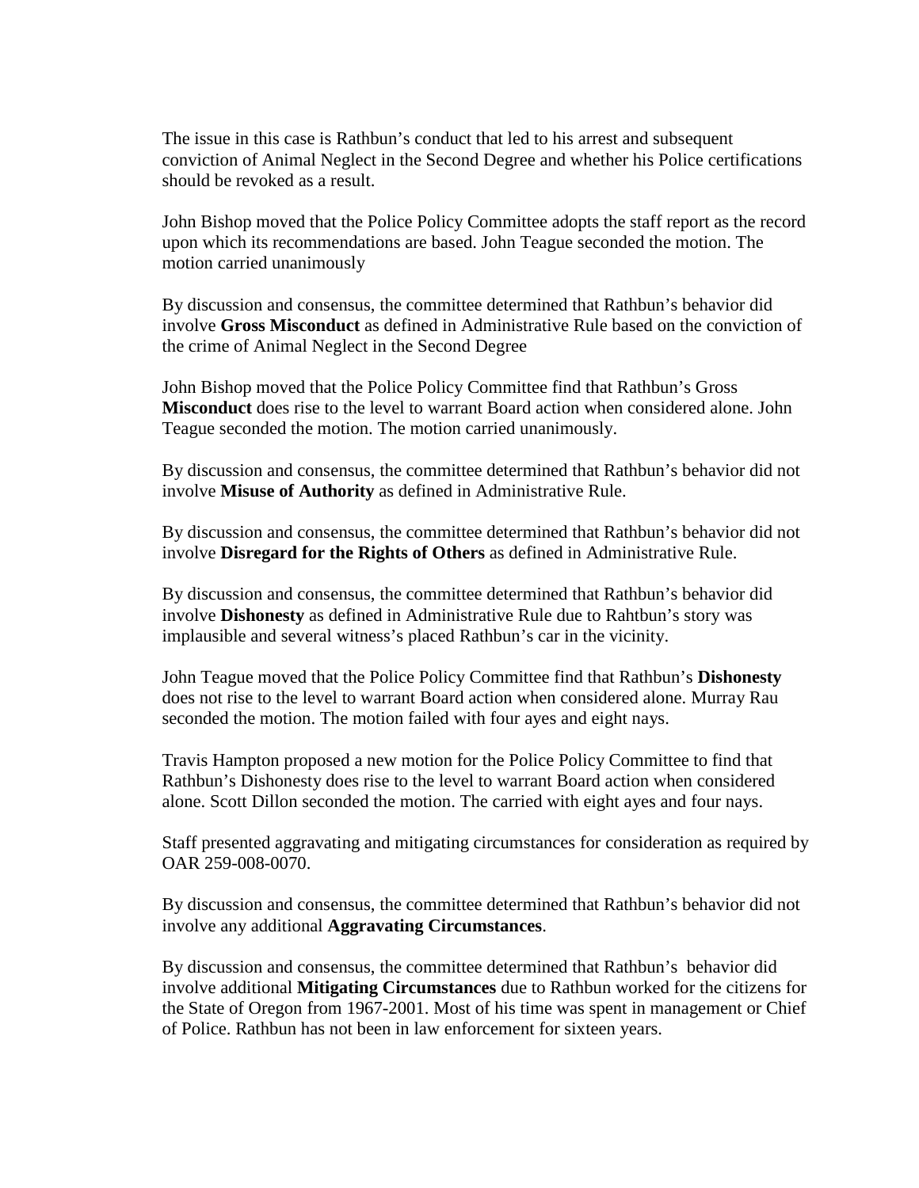The issue in this case is Rathbun's conduct that led to his arrest and subsequent conviction of Animal Neglect in the Second Degree and whether his Police certifications should be revoked as a result.

John Bishop moved that the Police Policy Committee adopts the staff report as the record upon which its recommendations are based. John Teague seconded the motion. The motion carried unanimously

By discussion and consensus, the committee determined that Rathbun's behavior did involve **Gross Misconduct** as defined in Administrative Rule based on the conviction of the crime of Animal Neglect in the Second Degree

John Bishop moved that the Police Policy Committee find that Rathbun's Gross **Misconduct** does rise to the level to warrant Board action when considered alone. John Teague seconded the motion. The motion carried unanimously.

By discussion and consensus, the committee determined that Rathbun's behavior did not involve **Misuse of Authority** as defined in Administrative Rule.

By discussion and consensus, the committee determined that Rathbun's behavior did not involve **Disregard for the Rights of Others** as defined in Administrative Rule.

By discussion and consensus, the committee determined that Rathbun's behavior did involve **Dishonesty** as defined in Administrative Rule due to Rahtbun's story was implausible and several witness's placed Rathbun's car in the vicinity.

John Teague moved that the Police Policy Committee find that Rathbun's **Dishonesty** does not rise to the level to warrant Board action when considered alone. Murray Rau seconded the motion. The motion failed with four ayes and eight nays.

Travis Hampton proposed a new motion for the Police Policy Committee to find that Rathbun's Dishonesty does rise to the level to warrant Board action when considered alone. Scott Dillon seconded the motion. The carried with eight ayes and four nays.

Staff presented aggravating and mitigating circumstances for consideration as required by OAR 259-008-0070.

By discussion and consensus, the committee determined that Rathbun's behavior did not involve any additional **Aggravating Circumstances**.

By discussion and consensus, the committee determined that Rathbun's behavior did involve additional **Mitigating Circumstances** due to Rathbun worked for the citizens for the State of Oregon from 1967-2001. Most of his time was spent in management or Chief of Police. Rathbun has not been in law enforcement for sixteen years.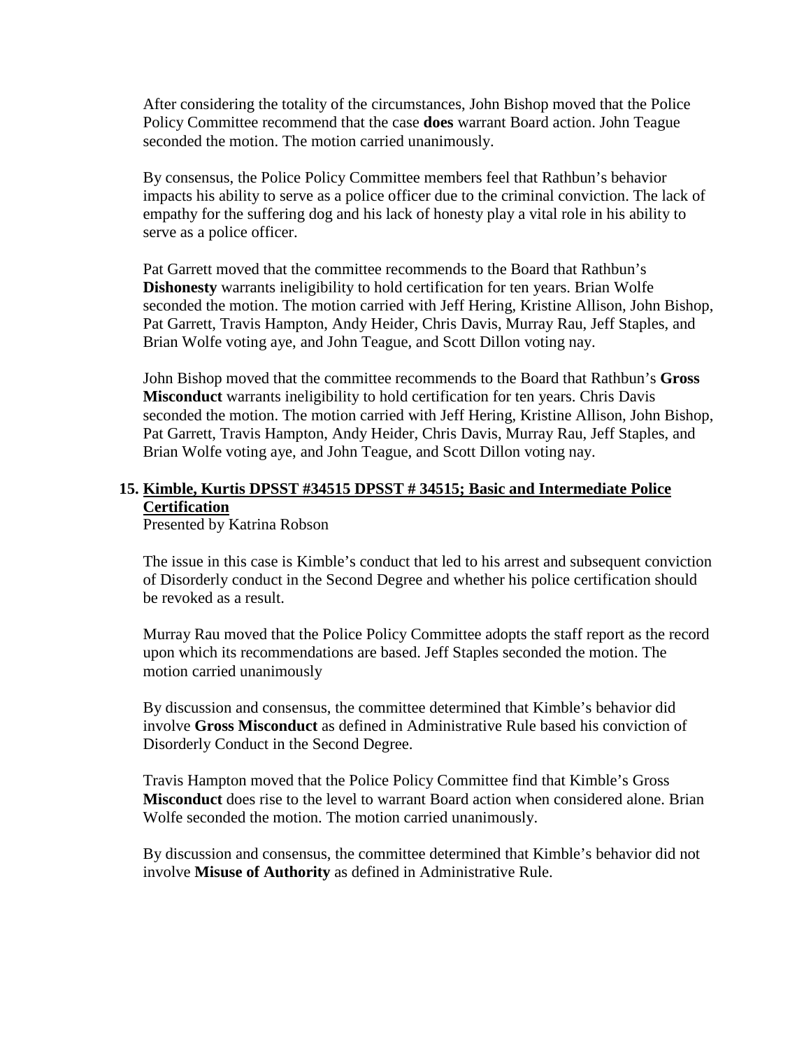After considering the totality of the circumstances, John Bishop moved that the Police Policy Committee recommend that the case **does** warrant Board action. John Teague seconded the motion. The motion carried unanimously.

By consensus, the Police Policy Committee members feel that Rathbun's behavior impacts his ability to serve as a police officer due to the criminal conviction. The lack of empathy for the suffering dog and his lack of honesty play a vital role in his ability to serve as a police officer.

Pat Garrett moved that the committee recommends to the Board that Rathbun's **Dishonesty** warrants ineligibility to hold certification for ten years. Brian Wolfe seconded the motion. The motion carried with Jeff Hering, Kristine Allison, John Bishop, Pat Garrett, Travis Hampton, Andy Heider, Chris Davis, Murray Rau, Jeff Staples, and Brian Wolfe voting aye, and John Teague, and Scott Dillon voting nay.

John Bishop moved that the committee recommends to the Board that Rathbun's **Gross Misconduct** warrants ineligibility to hold certification for ten years. Chris Davis seconded the motion. The motion carried with Jeff Hering, Kristine Allison, John Bishop, Pat Garrett, Travis Hampton, Andy Heider, Chris Davis, Murray Rau, Jeff Staples, and Brian Wolfe voting aye, and John Teague, and Scott Dillon voting nay.

**15. <u>Kimble, Kurtis DPSST #34515 DPSST # 34515; Basic and Intermediate Police Certification</u>**

Presented by Katrina Robson

The issue in this case is Kimble's conduct that led to his arrest and subsequent conviction of Disorderly conduct in the Second Degree and whether his police certification should be revoked as a result.

Murray Rau moved that the Police Policy Committee adopts the staff report as the record upon which its recommendations are based. Jeff Staples seconded the motion. The motion carried unanimously

By discussion and consensus, the committee determined that Kimble's behavior did involve **Gross Misconduct** as defined in Administrative Rule based his conviction of Disorderly Conduct in the Second Degree.

Travis Hampton moved that the Police Policy Committee find that Kimble's Gross **Misconduct** does rise to the level to warrant Board action when considered alone. Brian Wolfe seconded the motion. The motion carried unanimously.

By discussion and consensus, the committee determined that Kimble's behavior did not involve **Misuse of Authority** as defined in Administrative Rule.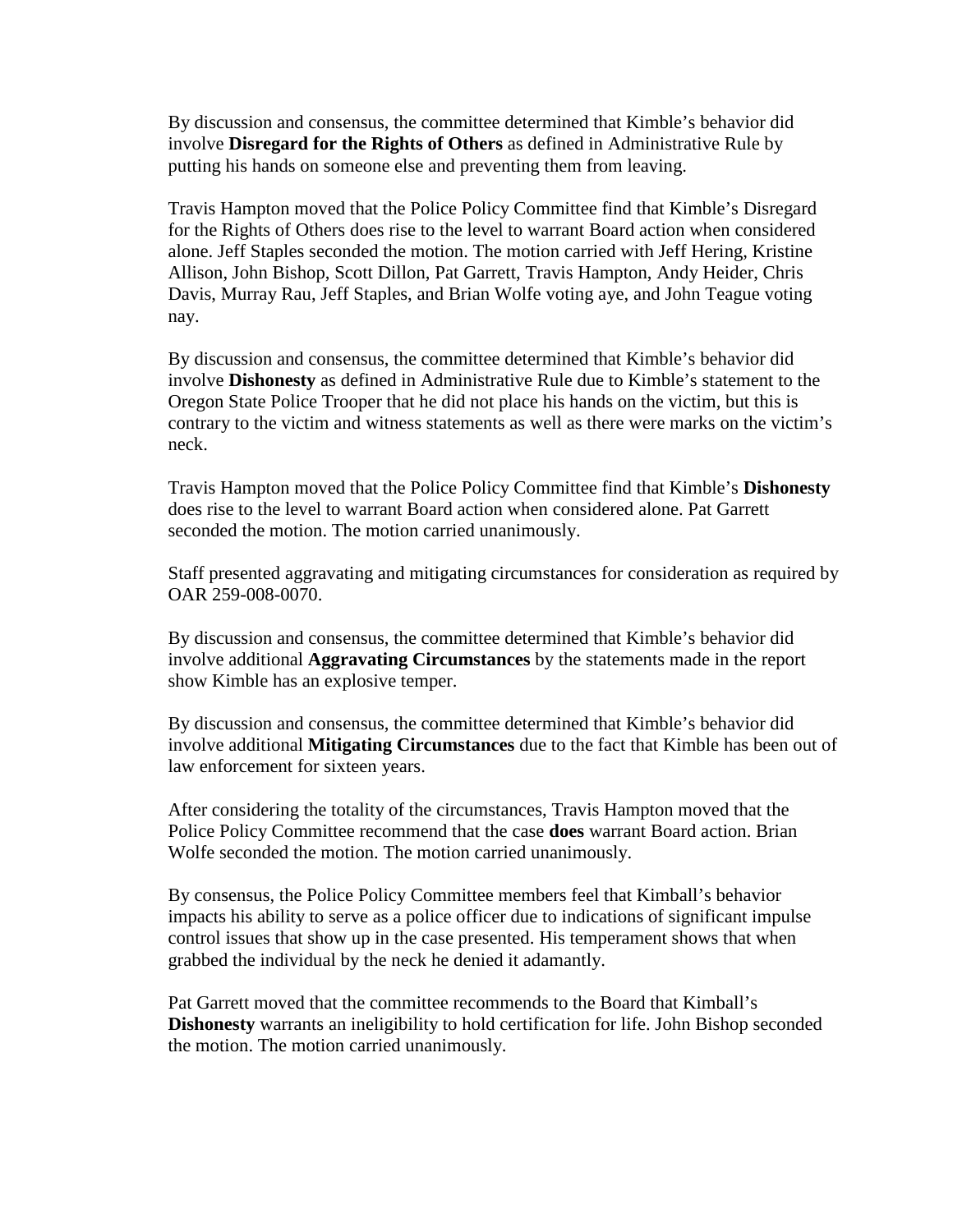By discussion and consensus, the committee determined that Kimble's behavior did involve **Disregard for the Rights of Others** as defined in Administrative Rule by putting his hands on someone else and preventing them from leaving.

Travis Hampton moved that the Police Policy Committee find that Kimble's Disregard for the Rights of Others does rise to the level to warrant Board action when considered alone. Jeff Staples seconded the motion. The motion carried with Jeff Hering, Kristine Allison, John Bishop, Scott Dillon, Pat Garrett, Travis Hampton, Andy Heider, Chris Davis, Murray Rau, Jeff Staples, and Brian Wolfe voting aye, and John Teague voting nay.

By discussion and consensus, the committee determined that Kimble's behavior did involve **Dishonesty** as defined in Administrative Rule due to Kimble's statement to the Oregon State Police Trooper that he did not place his hands on the victim, but this is contrary to the victim and witness statements as well as there were marks on the victim's neck.

Travis Hampton moved that the Police Policy Committee find that Kimble's **Dishonesty** does rise to the level to warrant Board action when considered alone. Pat Garrett seconded the motion. The motion carried unanimously.

Staff presented aggravating and mitigating circumstances for consideration as required by OAR 259-008-0070.

By discussion and consensus, the committee determined that Kimble's behavior did involve additional **Aggravating Circumstances** by the statements made in the report show Kimble has an explosive temper.

By discussion and consensus, the committee determined that Kimble's behavior did involve additional **Mitigating Circumstances** due to the fact that Kimble has been out of law enforcement for sixteen years.

After considering the totality of the circumstances, Travis Hampton moved that the Police Policy Committee recommend that the case **does** warrant Board action. Brian Wolfe seconded the motion. The motion carried unanimously.

By consensus, the Police Policy Committee members feel that Kimball's behavior impacts his ability to serve as a police officer due to indications of significant impulse control issues that show up in the case presented. His temperament shows that when grabbed the individual by the neck he denied it adamantly.

Pat Garrett moved that the committee recommends to the Board that Kimball's **Dishonesty** warrants an ineligibility to hold certification for life. John Bishop seconded the motion. The motion carried unanimously.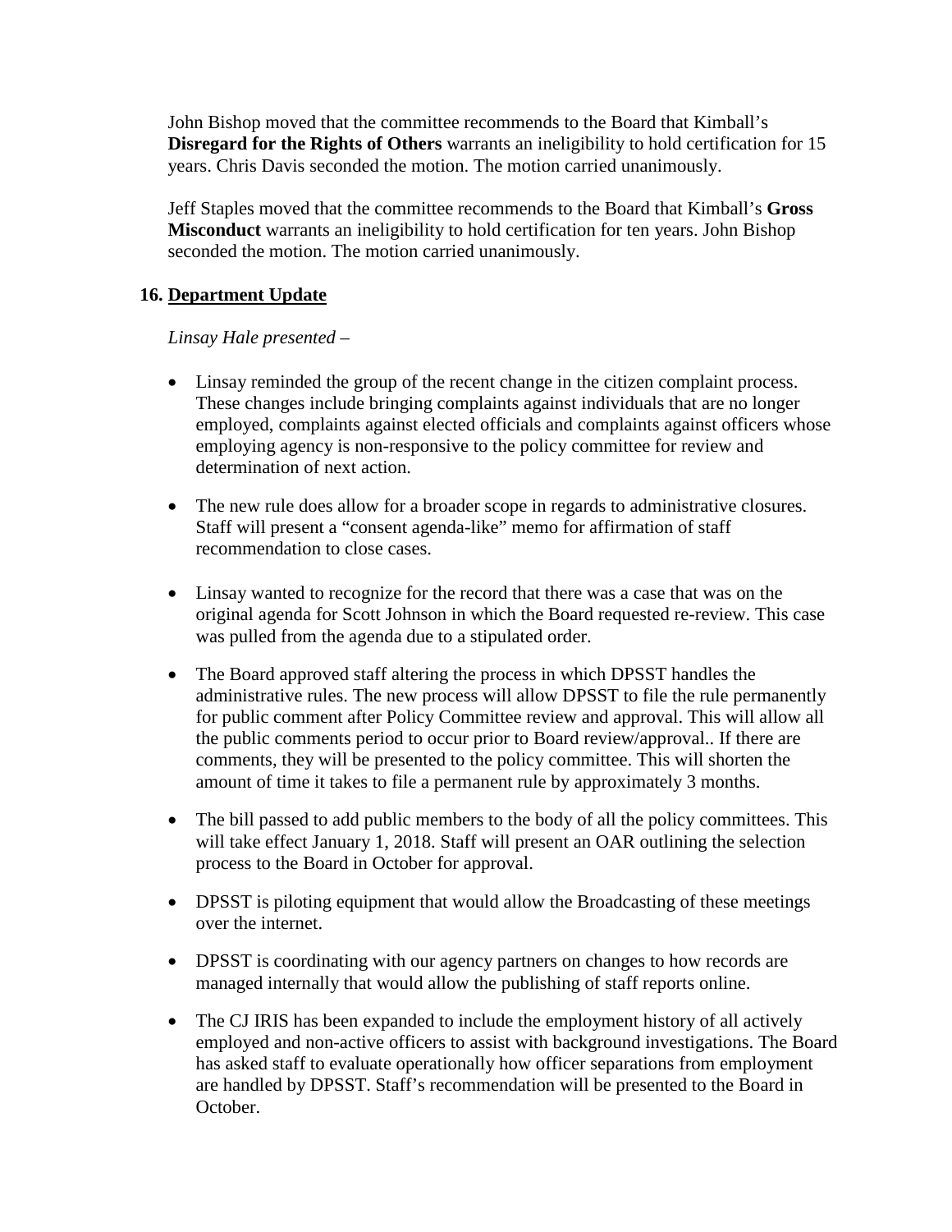John Bishop moved that the committee recommends to the Board that Kimball's **Disregard for the Rights of Others** warrants an ineligibility to hold certification for 15 years. Chris Davis seconded the motion. The motion carried unanimously.

Jeff Staples moved that the committee recommends to the Board that Kimball's **Gross Misconduct** warrants an ineligibility to hold certification for ten years. John Bishop seconded the motion. The motion carried unanimously.

## 16. Department Update

*Linsay Hale presented –*

- Linsay reminded the group of the recent change in the citizen complaint process. These changes include bringing complaints against individuals that are no longer employed, complaints against elected officials and complaints against officers whose employing agency is non-responsive to the policy committee for review and determination of next action.

- The new rule does allow for a broader scope in regards to administrative closures. Staff will present a "consent agenda-like" memo for affirmation of staff recommendation to close cases.

- Linsay wanted to recognize for the record that there was a case that was on the original agenda for Scott Johnson in which the Board requested re-review. This case was pulled from the agenda due to a stipulated order.

- The Board approved staff altering the process in which DPSST handles the administrative rules. The new process will allow DPSST to file the rule permanently for public comment after Policy Committee review and approval. This will allow all the public comments period to occur prior to Board review/approval.. If there are comments, they will be presented to the policy committee. This will shorten the amount of time it takes to file a permanent rule by approximately 3 months.

- The bill passed to add public members to the body of all the policy committees. This will take effect January 1, 2018. Staff will present an OAR outlining the selection process to the Board in October for approval.

- DPSST is piloting equipment that would allow the Broadcasting of these meetings over the internet.

- DPSST is coordinating with our agency partners on changes to how records are managed internally that would allow the publishing of staff reports online.

- The CJ IRIS has been expanded to include the employment history of all actively employed and non-active officers to assist with background investigations. The Board has asked staff to evaluate operationally how officer separations from employment are handled by DPSST. Staff's recommendation will be presented to the Board in October.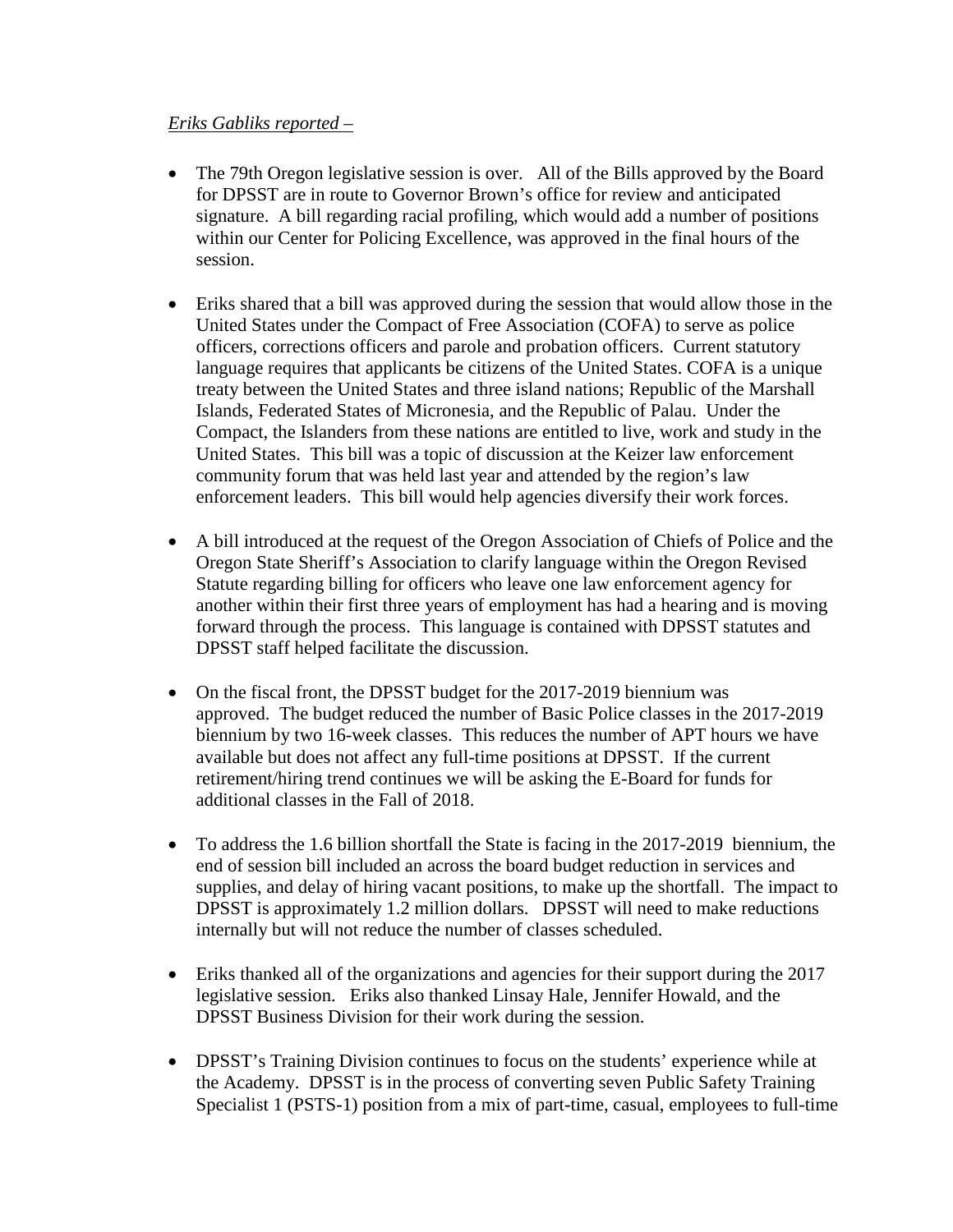*Eriks Gabliks reported –*

- The 79th Oregon legislative session is over. All of the Bills approved by the Board for DPSST are in route to Governor Brown's office for review and anticipated signature. A bill regarding racial profiling, which would add a number of positions within our Center for Policing Excellence, was approved in the final hours of the session.

- Eriks shared that a bill was approved during the session that would allow those in the United States under the Compact of Free Association (COFA) to serve as police officers, corrections officers and parole and probation officers. Current statutory language requires that applicants be citizens of the United States. COFA is a unique treaty between the United States and three island nations; Republic of the Marshall Islands, Federated States of Micronesia, and the Republic of Palau. Under the Compact, the Islanders from these nations are entitled to live, work and study in the United States. This bill was a topic of discussion at the Keizer law enforcement community forum that was held last year and attended by the region's law enforcement leaders. This bill would help agencies diversify their work forces.

- A bill introduced at the request of the Oregon Association of Chiefs of Police and the Oregon State Sheriff's Association to clarify language within the Oregon Revised Statute regarding billing for officers who leave one law enforcement agency for another within their first three years of employment has had a hearing and is moving forward through the process. This language is contained with DPSST statutes and DPSST staff helped facilitate the discussion.

- On the fiscal front, the DPSST budget for the 2017-2019 biennium was approved. The budget reduced the number of Basic Police classes in the 2017-2019 biennium by two 16-week classes. This reduces the number of APT hours we have available but does not affect any full-time positions at DPSST. If the current retirement/hiring trend continues we will be asking the E-Board for funds for additional classes in the Fall of 2018.

- To address the 1.6 billion shortfall the State is facing in the 2017-2019 biennium, the end of session bill included an across the board budget reduction in services and supplies, and delay of hiring vacant positions, to make up the shortfall. The impact to DPSST is approximately 1.2 million dollars. DPSST will need to make reductions internally but will not reduce the number of classes scheduled.

- Eriks thanked all of the organizations and agencies for their support during the 2017 legislative session. Eriks also thanked Linsay Hale, Jennifer Howald, and the DPSST Business Division for their work during the session.

- DPSST's Training Division continues to focus on the students' experience while at the Academy. DPSST is in the process of converting seven Public Safety Training Specialist 1 (PSTS-1) position from a mix of part-time, casual, employees to full-time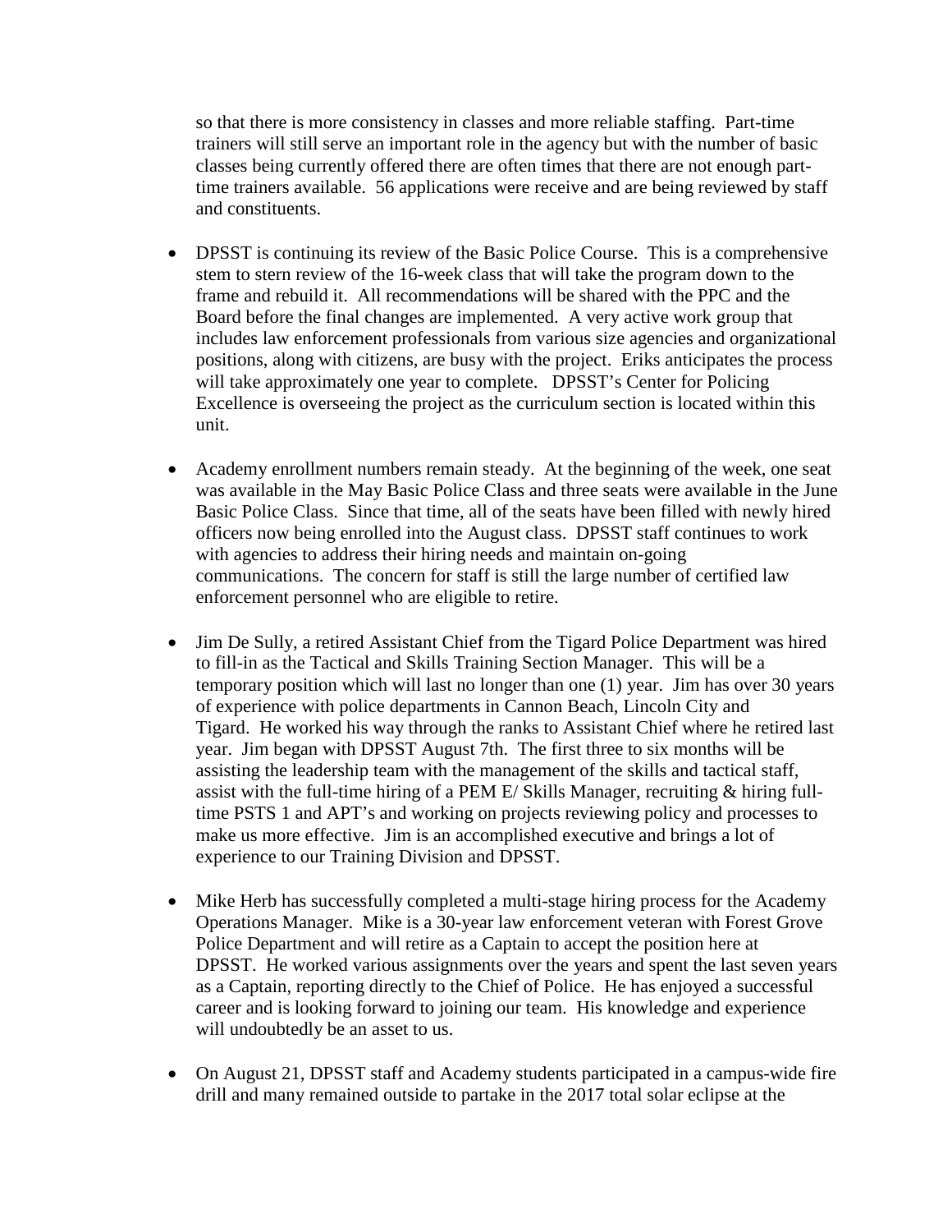so that there is more consistency in classes and more reliable staffing. Part-time trainers will still serve an important role in the agency but with the number of basic classes being currently offered there are often times that there are not enough part-time trainers available. 56 applications were receive and are being reviewed by staff and constituents.

- DPSST is continuing its review of the Basic Police Course. This is a comprehensive stem to stern review of the 16-week class that will take the program down to the frame and rebuild it. All recommendations will be shared with the PPC and the Board before the final changes are implemented. A very active work group that includes law enforcement professionals from various size agencies and organizational positions, along with citizens, are busy with the project. Eriks anticipates the process will take approximately one year to complete. DPSST's Center for Policing Excellence is overseeing the project as the curriculum section is located within this unit.

- Academy enrollment numbers remain steady. At the beginning of the week, one seat was available in the May Basic Police Class and three seats were available in the June Basic Police Class. Since that time, all of the seats have been filled with newly hired officers now being enrolled into the August class. DPSST staff continues to work with agencies to address their hiring needs and maintain on-going communications. The concern for staff is still the large number of certified law enforcement personnel who are eligible to retire.

- Jim De Sully, a retired Assistant Chief from the Tigard Police Department was hired to fill-in as the Tactical and Skills Training Section Manager. This will be a temporary position which will last no longer than one (1) year. Jim has over 30 years of experience with police departments in Cannon Beach, Lincoln City and Tigard. He worked his way through the ranks to Assistant Chief where he retired last year. Jim began with DPSST August 7th. The first three to six months will be assisting the leadership team with the management of the skills and tactical staff, assist with the full-time hiring of a PEM E/ Skills Manager, recruiting & hiring full-time PSTS 1 and APT's and working on projects reviewing policy and processes to make us more effective. Jim is an accomplished executive and brings a lot of experience to our Training Division and DPSST.

- Mike Herb has successfully completed a multi-stage hiring process for the Academy Operations Manager. Mike is a 30-year law enforcement veteran with Forest Grove Police Department and will retire as a Captain to accept the position here at DPSST. He worked various assignments over the years and spent the last seven years as a Captain, reporting directly to the Chief of Police. He has enjoyed a successful career and is looking forward to joining our team. His knowledge and experience will undoubtedly be an asset to us.

- On August 21, DPSST staff and Academy students participated in a campus-wide fire drill and many remained outside to partake in the 2017 total solar eclipse at the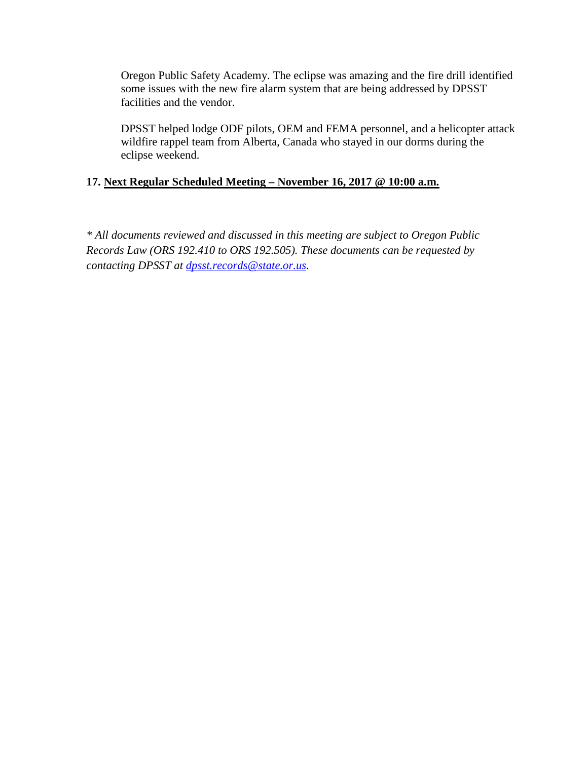Oregon Public Safety Academy. The eclipse was amazing and the fire drill identified some issues with the new fire alarm system that are being addressed by DPSST facilities and the vendor.

DPSST helped lodge ODF pilots, OEM and FEMA personnel, and a helicopter attack wildfire rappel team from Alberta, Canada who stayed in our dorms during the eclipse weekend.

**17. Next Regular Scheduled Meeting – November 16, 2017 @ 10:00 a.m.**

*\* All documents reviewed and discussed in this meeting are subject to Oregon Public Records Law (ORS 192.410 to ORS 192.505). These documents can be requested by contacting DPSST at [dpsst.records@state.or.us](mailto:dpsst.records@state.or.us).*